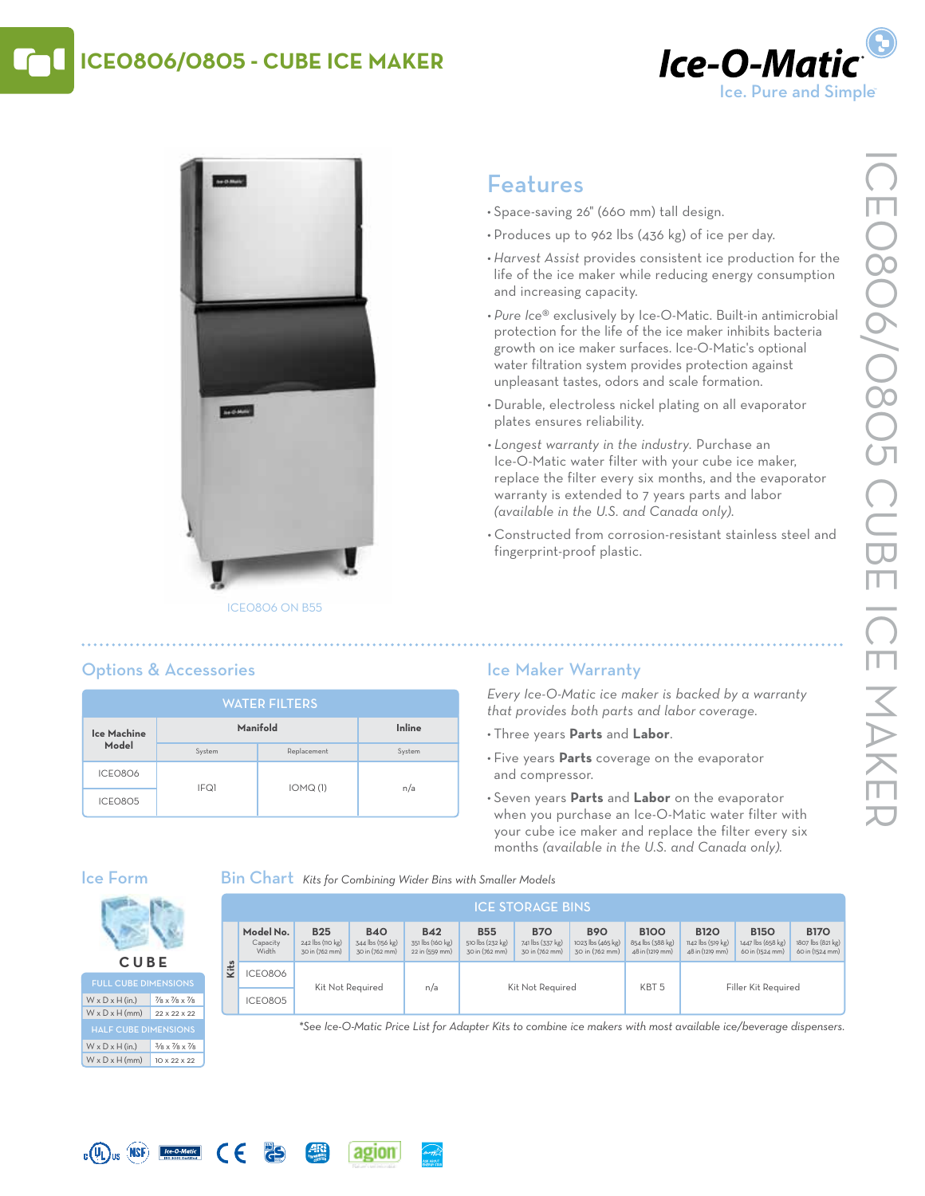# ICEO806/0805 - CUBE ICE MAKER

Ice-O-Matic
Ice. Pure and Simple

ICEO806 ON B55

## Features

- Space-saving 26" (660 mm) tall design.
- Produces up to 962 lbs (436 kg) of ice per day.
- *Harvest Assist* provides consistent ice production for the life of the ice maker while reducing energy consumption and increasing capacity.
- *Pure Ice®* exclusively by Ice-O-Matic. Built-in antimicrobial protection for the life of the ice maker inhibits bacteria growth on ice maker surfaces. Ice-O-Matic's optional water filtration system provides protection against unpleasant tastes, odors and scale formation.
- Durable, electroless nickel plating on all evaporator plates ensures reliability.
- *Longest warranty in the industry.* Purchase an Ice-O-Matic water filter with your cube ice maker, replace the filter every six months, and the evaporator warranty is extended to 7 years parts and labor *(available in the U.S. and Canada only).*
- Constructed from corrosion-resistant stainless steel and fingerprint-proof plastic.

## Options & Accessories

| WATER FILTERS | | | |
|---|---|---|---|
| Ice Machine Model | Manifold | | Inline |
| | System | Replacement | System |
| ICEO806 | IFQ1 | IOMQ (1) | n/a |
| ICEO805 | | | |

## Ice Maker Warranty

*Every Ice-O-Matic ice maker is backed by a warranty that provides both parts and labor coverage.*

- Three years **Parts** and **Labor**.
- Five years **Parts** coverage on the evaporator and compressor.
- Seven years **Parts** and **Labor** on the evaporator when you purchase an Ice-O-Matic water filter with your cube ice maker and replace the filter every six months *(available in the U.S. and Canada only).*

## Ice Form

CUBE

| FULL CUBE DIMENSIONS | |
|---|---|
| W x D x H (in.) | 7/8 x 7/8 x 7/8 |
| W x D x H (mm) | 22 x 22 x 22 |
| **HALF CUBE DIMENSIONS** | |
| W x D x H (in.) | 3/8 x 7/8 x 7/8 |
| W x D x H (mm) | 10 x 22 x 22 |

## Bin Chart *Kits for Combining Wider Bins with Smaller Models*

| ICE STORAGE BINS | | | | | | | | | | | |
|---|---|---|---|---|---|---|---|---|---|---|---|
| Model No. Capacity Width | B25 242 lbs (110 kg) 30 in (762 mm) | B40 344 lbs (156 kg) 30 in (762 mm) | B42 351 lbs (160 kg) 22 in (559 mm) | B55 510 lbs (232 kg) 30 in (762 mm) | B70 741 lbs (337 kg) 30 in (762 mm) | B90 1023 lbs (465 kg) 30 in (762 mm) | B100 854 lbs (388 kg) 48 in (1219 mm) | B120 1142 lbs (519 kg) 48 in (1219 mm) | B150 1447 lbs (658 kg) 60 in (1524 mm) | B170 1807 lbs (821 kg) 60 in (1524 mm) |
| Kits ICEO806 | Kit Not Required | | n/a | Kit Not Required | | | KBT 5 | Filler Kit Required | | |
| Kits ICEO805 | | | | | | | | | | |

*\*See Ice-O-Matic Price List for Adapter Kits to combine ice makers with most available ice/beverage dispensers.*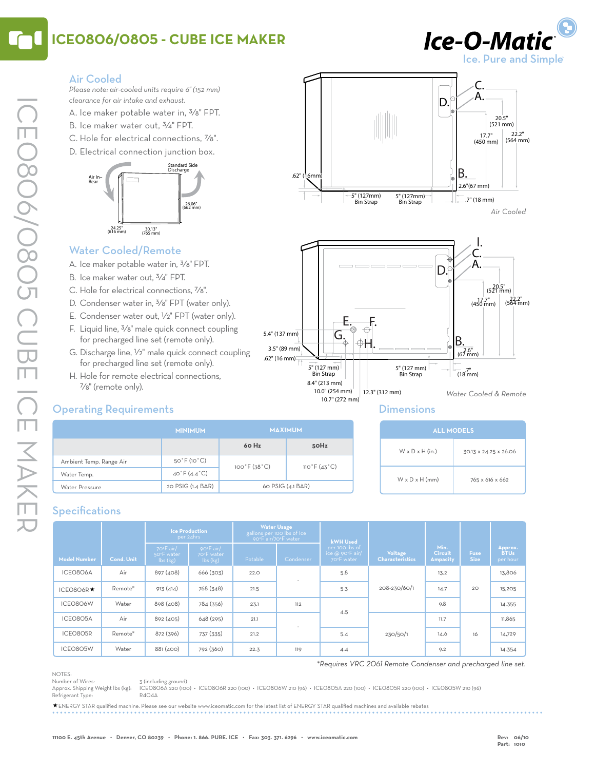# ICE0806/0805 - CUBE ICE MAKER

Ice-O-Matic
Ice. Pure and Simple

## Air Cooled

*Please note: air-cooled units require 6" (152 mm) clearance for air intake and exhaust.*

A. Ice maker potable water in, 3/8" FPT.
B. Ice maker water out, 3/4" FPT.
C. Hole for electrical connections, 7/8".
D. Electrical connection junction box.

Air In–Rear
Standard Side Discharge
26.06" (662 mm)
24.25" (616 mm)
30.13" (765 mm)

C.
A.
D.
20.5" (521 mm)
17.7" (450 mm)
22.2" (564 mm)
B.
.62" (16mm)
2.6"(67 mm)
5" (127mm) Bin Strap
5" (127mm) Bin Strap
.7" (18 mm)
*Air Cooled*

## Water Cooled/Remote

A. Ice maker potable water in, 3/8" FPT.
B. Ice maker water out, 3/4" FPT.
C. Hole for electrical connections, 7/8".
D. Condenser water in, 3/8" FPT (water only).
E. Condenser water out, 1/2" FPT (water only).
F. Liquid line, 3/8" male quick connect coupling for precharged line set (remote only).
G. Discharge line, 1/2" male quick connect coupling for precharged line set (remote only).
H. Hole for remote electrical connections, 7/8" (remote only).

I.
C.
A.
D.
E.
F.
G.
H.
B.
20.5" (521 mm)
17.7" (450 mm)
22.2" (564 mm)
5.4" (137 mm)
3.5" (89 mm)
.62" (16 mm)
5" (127 mm) Bin Strap
5" (127 mm) Bin Strap
8.4" (213 mm)
10.0" (254 mm)
10.7" (272 mm)
12.3" (312 mm)
2.6" (67 mm)
.7" (18 mm)
*Water Cooled & Remote*

## Operating Requirements

| | MINIMUM | MAXIMUM | |
|---|---|---|---|
| | | 60 Hz | 50Hz |
| Ambient Temp. Range Air | 50˚F (10˚C) | 100˚F (38˚C) | 110˚F (43˚C) |
| Water Temp. | 40˚F (4.4˚C) | | |
| Water Pressure | 20 PSIG (1.4 BAR) | 60 PSIG (4.1 BAR) | |

## Dimensions

| ALL MODELS | |
|---|---|
| W x D x H (in.) | 30.13 x 24.25 x 26.06 |
| W x D x H (mm) | 765 x 616 x 662 |

## Specifications

| Model Number | Cond. Unit | Ice Production per 24hrs | | Water Usage gallons per 100 lbs of Ice 90°F air/70°F water | | kWH Used per 100 lbs of ice @ 90°F air/ 70°F water | Voltage Characteristics | Min. Circuit Ampacity | Fuse Size | Approx. BTUs per hour |
|---|---|---|---|---|---|---|---|---|---|---|
| | | 70°F air/ 50°F water lbs (kg) | 90°F air/ 70°F water lbs (kg) | Potable | Condenser | | | | | |
| ICE0806A | Air | 897 (408) | 666 (303) | 22.0 | - | 5.8 | 208-230/60/1 | 13.2 | 20 | 13,806 |
| ICE0806R★ | Remote* | 913 (414) | 768 (348) | 21.5 | | 5.3 | | 14.7 | | 15,205 |
| ICE0806W | Water | 898 (408) | 784 (356) | 23.1 | 112 | 4.5 | | 9.8 | | 14,355 |
| ICE0805A | Air | 892 (405) | 648 (295) | 21.1 | - | | 230/50/1 | 11.7 | 16 | 11,865 |
| ICE0805R | Remote* | 872 (396) | 737 (335) | 21.2 | | 5.4 | | 14.6 | | 14,729 |
| ICE0805W | Water | 881 (400) | 792 (360) | 22.3 | 119 | 4.4 | | 9.2 | | 14,354 |

*\*Requires VRC 2061 Remote Condenser and precharged line set.*

NOTES:
Number of Wires: 3 (including ground)
Approx. Shipping Weight lbs (kg): ICE0806A 220 (100) • ICE0806R 220 (100) • ICE0806W 210 (96) • ICE0805A 220 (100) • ICE0805R 220 (100) • ICE0805W 210 (96)
Refrigerant Type: R404A

★ENERGY STAR qualified machine. Please see our website www.iceomatic.com for the latest list of ENERGY STAR qualified machines and available rebates

11100 E. 45th Avenue • Denver, CO 80239 • Phone: 1. 866. PURE. ICE • Fax: 303. 371. 6296 • www.iceomatic.com

Rev: 06/10
Part: 1010